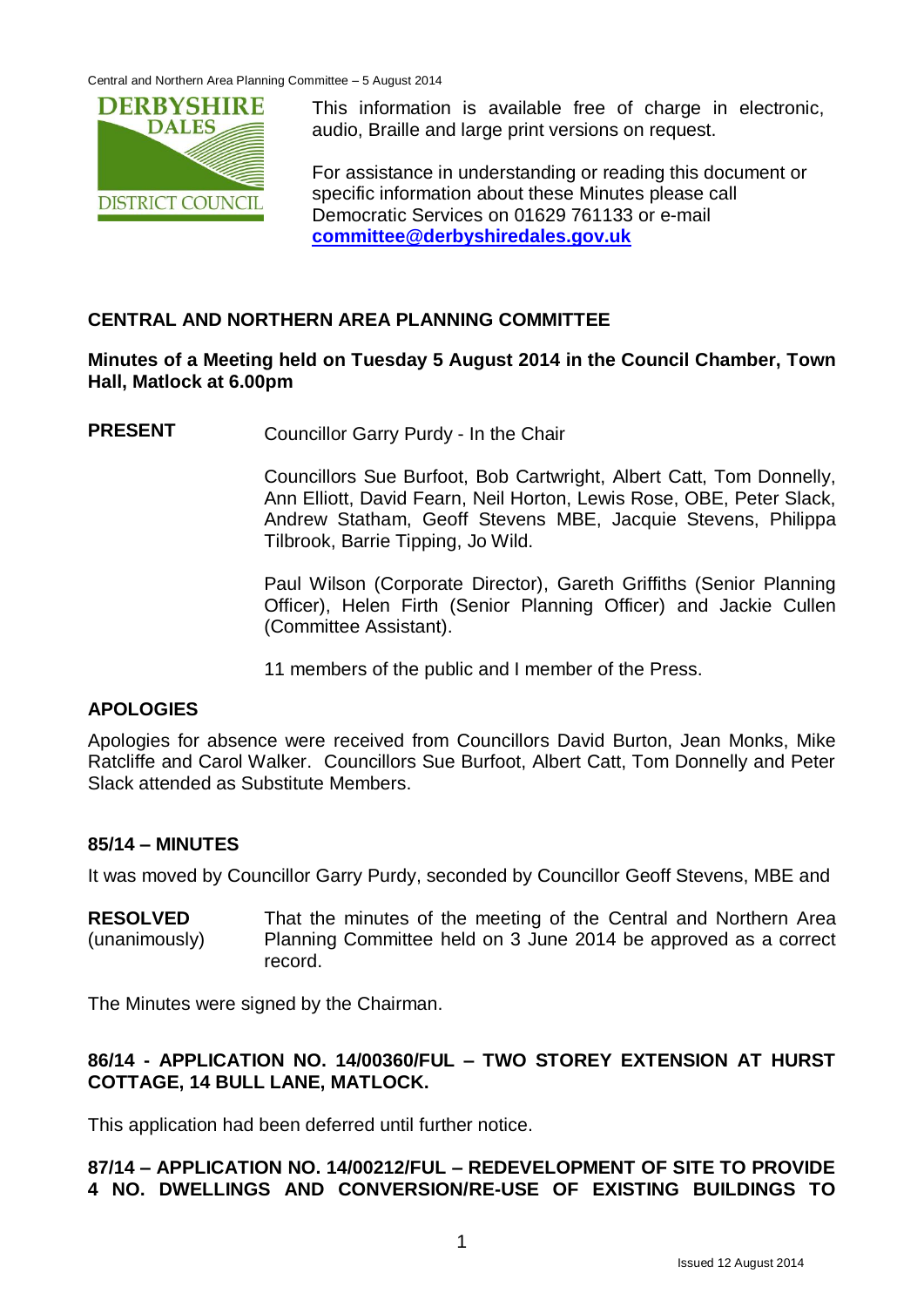This information is available free of charge in electronic, audio, Braille and large print versions on request.

For assistance in understanding or reading this document or specific information about these Minutes please call Democratic Services on 01629 761133 or e-mail **committee@derbyshiredales.gov.uk**

## CENTRAL AND NORTHERN AREA PLANNING COMMITTEE

**Minutes of a Meeting held on Tuesday 5 August 2014 in the Council Chamber, Town Hall, Matlock at 6.00pm**

**PRESENT** Councillor Garry Purdy - In the Chair

Councillors Sue Burfoot, Bob Cartwright, Albert Catt, Tom Donnelly, Ann Elliott, David Fearn, Neil Horton, Lewis Rose, OBE, Peter Slack, Andrew Statham, Geoff Stevens MBE, Jacquie Stevens, Philippa Tilbrook, Barrie Tipping, Jo Wild.

Paul Wilson (Corporate Director), Gareth Griffiths (Senior Planning Officer), Helen Firth (Senior Planning Officer) and Jackie Cullen (Committee Assistant).

11 members of the public and I member of the Press.

### APOLOGIES

Apologies for absence were received from Councillors David Burton, Jean Monks, Mike Ratcliffe and Carol Walker. Councillors Sue Burfoot, Albert Catt, Tom Donnelly and Peter Slack attended as Substitute Members.

### 85/14 – MINUTES

It was moved by Councillor Garry Purdy, seconded by Councillor Geoff Stevens, MBE and

**RESOLVED** (unanimously) That the minutes of the meeting of the Central and Northern Area Planning Committee held on 3 June 2014 be approved as a correct record.

The Minutes were signed by the Chairman.

### 86/14 - APPLICATION NO. 14/00360/FUL – TWO STOREY EXTENSION AT HURST COTTAGE, 14 BULL LANE, MATLOCK.

This application had been deferred until further notice.

### 87/14 – APPLICATION NO. 14/00212/FUL – REDEVELOPMENT OF SITE TO PROVIDE 4 NO. DWELLINGS AND CONVERSION/RE-USE OF EXISTING BUILDINGS TO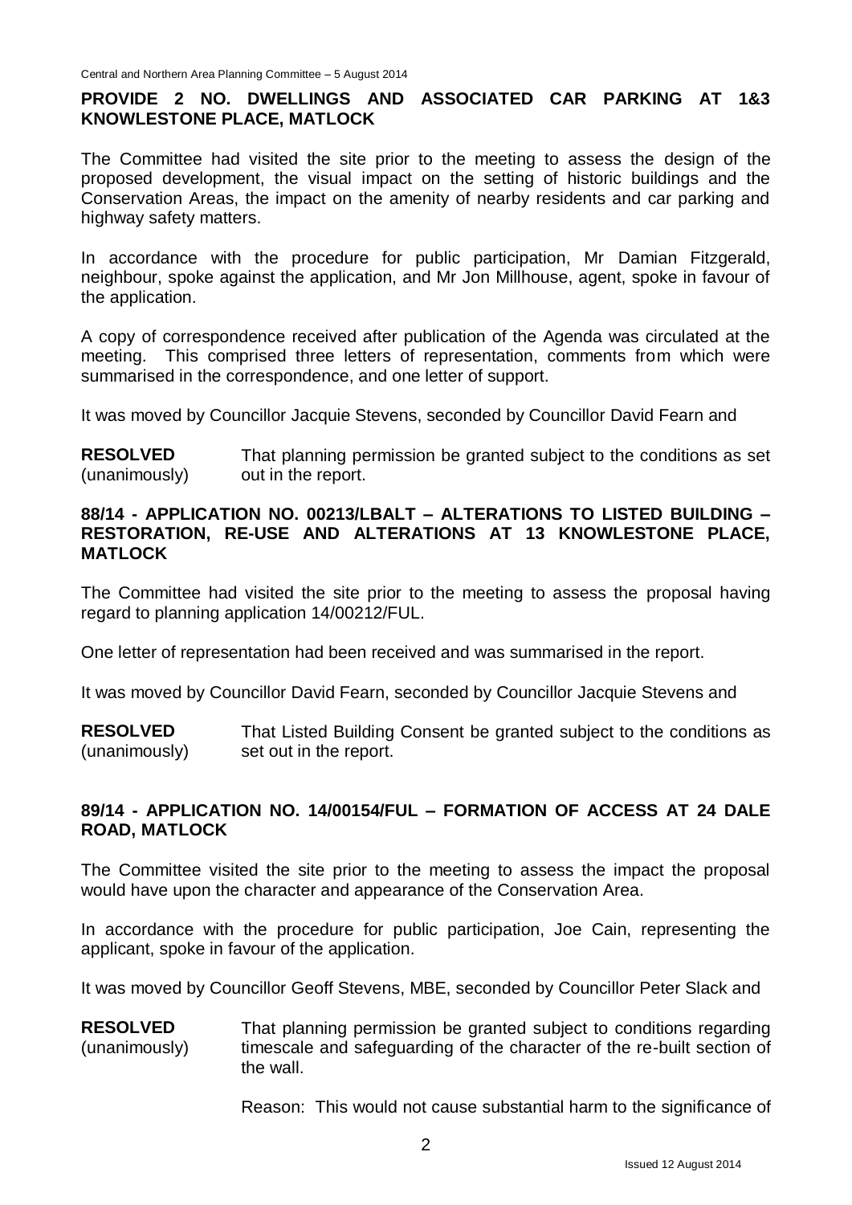**PROVIDE 2 NO. DWELLINGS AND ASSOCIATED CAR PARKING AT 1&3 KNOWLESTONE PLACE, MATLOCK**

The Committee had visited the site prior to the meeting to assess the design of the proposed development, the visual impact on the setting of historic buildings and the Conservation Areas, the impact on the amenity of nearby residents and car parking and highway safety matters.

In accordance with the procedure for public participation, Mr Damian Fitzgerald, neighbour, spoke against the application, and Mr Jon Millhouse, agent, spoke in favour of the application.

A copy of correspondence received after publication of the Agenda was circulated at the meeting. This comprised three letters of representation, comments from which were summarised in the correspondence, and one letter of support.

It was moved by Councillor Jacquie Stevens, seconded by Councillor David Fearn and

**RESOLVED** (unanimously) That planning permission be granted subject to the conditions as set out in the report.

## 88/14 - APPLICATION NO. 00213/LBALT – ALTERATIONS TO LISTED BUILDING – RESTORATION, RE-USE AND ALTERATIONS AT 13 KNOWLESTONE PLACE, MATLOCK

The Committee had visited the site prior to the meeting to assess the proposal having regard to planning application 14/00212/FUL.

One letter of representation had been received and was summarised in the report.

It was moved by Councillor David Fearn, seconded by Councillor Jacquie Stevens and

**RESOLVED** (unanimously) That Listed Building Consent be granted subject to the conditions as set out in the report.

## 89/14 - APPLICATION NO. 14/00154/FUL – FORMATION OF ACCESS AT 24 DALE ROAD, MATLOCK

The Committee visited the site prior to the meeting to assess the impact the proposal would have upon the character and appearance of the Conservation Area.

In accordance with the procedure for public participation, Joe Cain, representing the applicant, spoke in favour of the application.

It was moved by Councillor Geoff Stevens, MBE, seconded by Councillor Peter Slack and

**RESOLVED** (unanimously) That planning permission be granted subject to conditions regarding timescale and safeguarding of the character of the re-built section of the wall.

Reason: This would not cause substantial harm to the significance of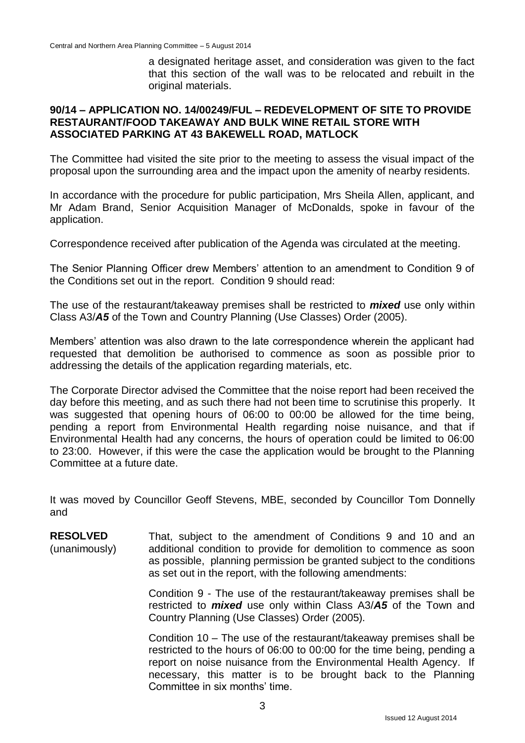a designated heritage asset, and consideration was given to the fact that this section of the wall was to be relocated and rebuilt in the original materials.

## 90/14 – APPLICATION NO. 14/00249/FUL – REDEVELOPMENT OF SITE TO PROVIDE RESTAURANT/FOOD TAKEAWAY AND BULK WINE RETAIL STORE WITH ASSOCIATED PARKING AT 43 BAKEWELL ROAD, MATLOCK

The Committee had visited the site prior to the meeting to assess the visual impact of the proposal upon the surrounding area and the impact upon the amenity of nearby residents.

In accordance with the procedure for public participation, Mrs Sheila Allen, applicant, and Mr Adam Brand, Senior Acquisition Manager of McDonalds, spoke in favour of the application.

Correspondence received after publication of the Agenda was circulated at the meeting.

The Senior Planning Officer drew Members' attention to an amendment to Condition 9 of the Conditions set out in the report. Condition 9 should read:

The use of the restaurant/takeaway premises shall be restricted to ***mixed*** use only within Class A3/***A5*** of the Town and Country Planning (Use Classes) Order (2005).

Members' attention was also drawn to the late correspondence wherein the applicant had requested that demolition be authorised to commence as soon as possible prior to addressing the details of the application regarding materials, etc.

The Corporate Director advised the Committee that the noise report had been received the day before this meeting, and as such there had not been time to scrutinise this properly. It was suggested that opening hours of 06:00 to 00:00 be allowed for the time being, pending a report from Environmental Health regarding noise nuisance, and that if Environmental Health had any concerns, the hours of operation could be limited to 06:00 to 23:00. However, if this were the case the application would be brought to the Planning Committee at a future date.

It was moved by Councillor Geoff Stevens, MBE, seconded by Councillor Tom Donnelly and

**RESOLVED** (unanimously)

That, subject to the amendment of Conditions 9 and 10 and an additional condition to provide for demolition to commence as soon as possible, planning permission be granted subject to the conditions as set out in the report, with the following amendments:

Condition 9 - The use of the restaurant/takeaway premises shall be restricted to ***mixed*** use only within Class A3/***A5*** of the Town and Country Planning (Use Classes) Order (2005).

Condition 10 – The use of the restaurant/takeaway premises shall be restricted to the hours of 06:00 to 00:00 for the time being, pending a report on noise nuisance from the Environmental Health Agency. If necessary, this matter is to be brought back to the Planning Committee in six months' time.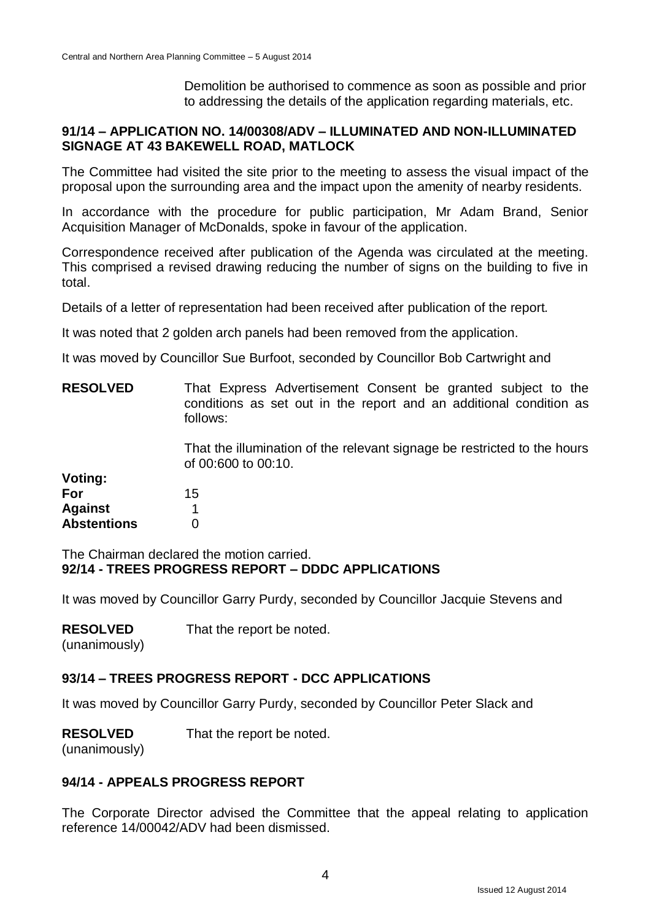Demolition be authorised to commence as soon as possible and prior to addressing the details of the application regarding materials, etc.

**91/14 – APPLICATION NO. 14/00308/ADV – ILLUMINATED AND NON-ILLUMINATED SIGNAGE AT 43 BAKEWELL ROAD, MATLOCK**

The Committee had visited the site prior to the meeting to assess the visual impact of the proposal upon the surrounding area and the impact upon the amenity of nearby residents.

In accordance with the procedure for public participation, Mr Adam Brand, Senior Acquisition Manager of McDonalds, spoke in favour of the application.

Correspondence received after publication of the Agenda was circulated at the meeting. This comprised a revised drawing reducing the number of signs on the building to five in total.

Details of a letter of representation had been received after publication of the report.

It was noted that 2 golden arch panels had been removed from the application.

It was moved by Councillor Sue Burfoot, seconded by Councillor Bob Cartwright and

**RESOLVED** That Express Advertisement Consent be granted subject to the conditions as set out in the report and an additional condition as follows:

That the illumination of the relevant signage be restricted to the hours of 00:600 to 00:10.

| **Voting:** | |
|---|---|
| **For** | 15 |
| **Against** | 1 |
| **Abstentions** | 0 |

The Chairman declared the motion carried.

**92/14 - TREES PROGRESS REPORT – DDDC APPLICATIONS**

It was moved by Councillor Garry Purdy, seconded by Councillor Jacquie Stevens and

**RESOLVED** That the report be noted.
(unanimously)

**93/14 – TREES PROGRESS REPORT - DCC APPLICATIONS**

It was moved by Councillor Garry Purdy, seconded by Councillor Peter Slack and

**RESOLVED** That the report be noted.
(unanimously)

**94/14 - APPEALS PROGRESS REPORT**

The Corporate Director advised the Committee that the appeal relating to application reference 14/00042/ADV had been dismissed.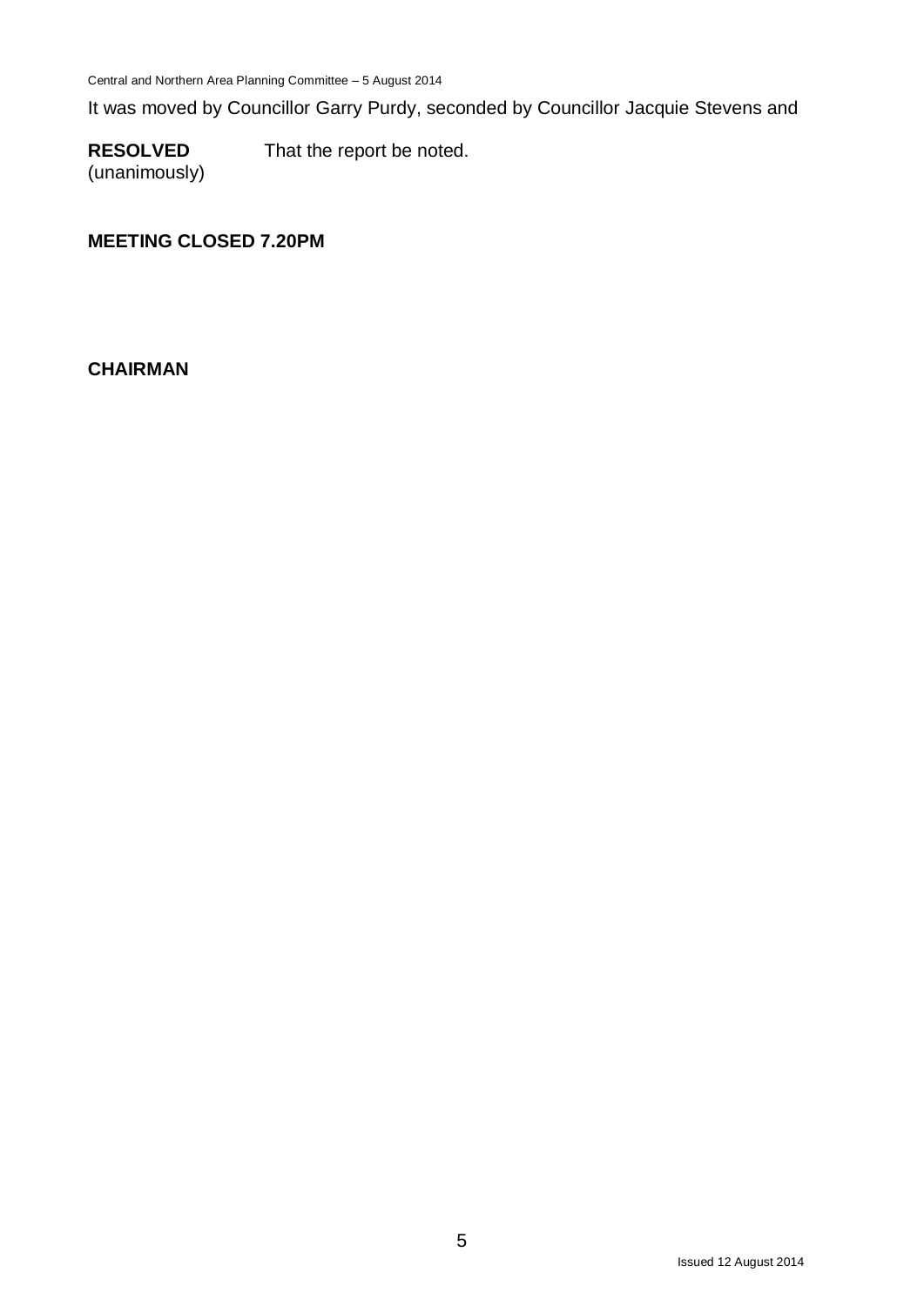It was moved by Councillor Garry Purdy, seconded by Councillor Jacquie Stevens and

**RESOLVED** (unanimously) That the report be noted.

**MEETING CLOSED 7.20PM**

**CHAIRMAN**

Issued 12 August 2014